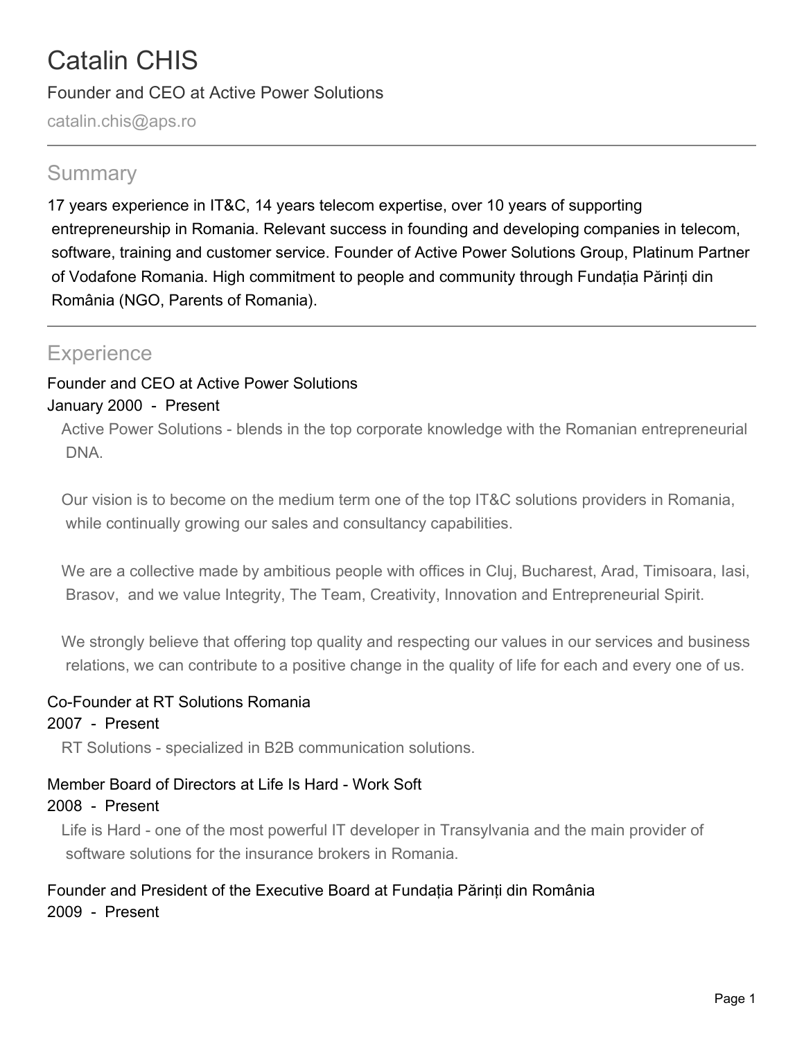# Catalin CHIS

Founder and CEO at Active Power Solutions

catalin.chis@aps.ro

## Summary

17 years experience in IT&C, 14 years telecom expertise, over 10 years of supporting entrepreneurship in Romania. Relevant success in founding and developing companies in telecom, software, training and customer service. Founder of Active Power Solutions Group, Platinum Partner of Vodafone Romania. High commitment to people and community through Fundația Părinți din România (NGO, Parents of Romania).

## Experience

### Founder and CEO at Active Power Solutions

January 2000 - Present

Active Power Solutions - blends in the top corporate knowledge with the Romanian entrepreneurial DNA.

Our vision is to become on the medium term one of the top IT&C solutions providers in Romania, while continually growing our sales and consultancy capabilities.

We are a collective made by ambitious people with offices in Cluj, Bucharest, Arad, Timisoara, Iasi, Brasov, and we value Integrity, The Team, Creativity, Innovation and Entrepreneurial Spirit.

We strongly believe that offering top quality and respecting our values in our services and business relations, we can contribute to a positive change in the quality of life for each and every one of us.

### Co-Founder at RT Solutions Romania

2007 - Present

RT Solutions - specialized in B2B communication solutions.

### Member Board of Directors at Life Is Hard - Work Soft

2008 - Present

Life is Hard - one of the most powerful IT developer in Transylvania and the main provider of software solutions for the insurance brokers in Romania.

### Founder and President of the Executive Board at Fundația Părinți din România

2009 - Present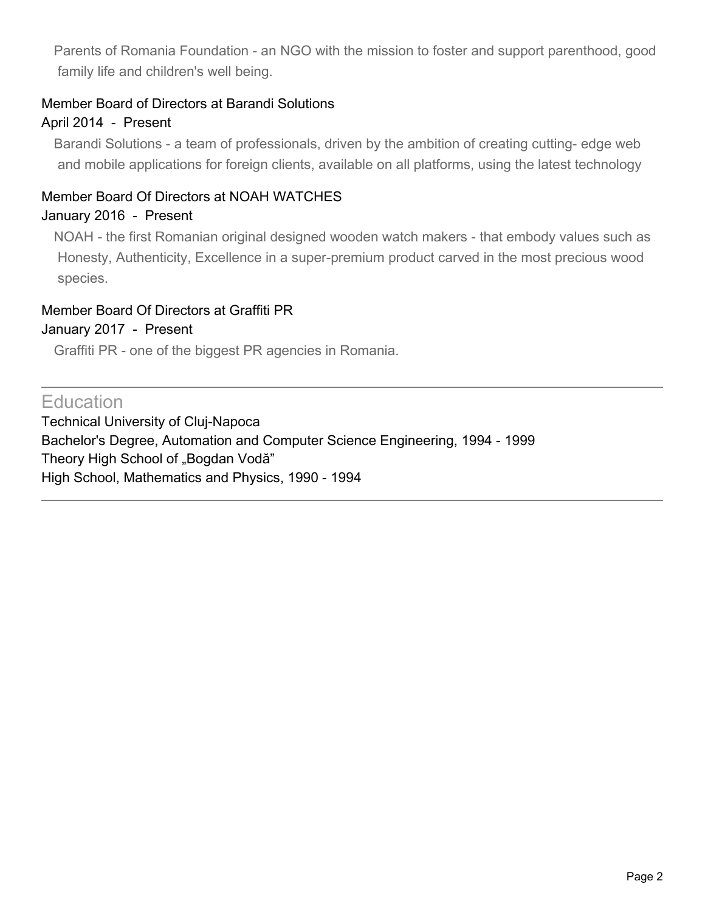Parents of Romania Foundation - an NGO with the mission to foster and support parenthood, good family life and children's well being.

### Member Board of Directors at Barandi Solutions
April 2014 - Present

Barandi Solutions - a team of professionals, driven by the ambition of creating cutting- edge web and mobile applications for foreign clients, available on all platforms, using the latest technology

### Member Board Of Directors at NOAH WATCHES
January 2016 - Present

NOAH - the first Romanian original designed wooden watch makers - that embody values such as Honesty, Authenticity, Excellence in a super-premium product carved in the most precious wood species.

### Member Board Of Directors at Graffiti PR
January 2017 - Present

Graffiti PR - one of the biggest PR agencies in Romania.

## Education

Technical University of Cluj-Napoca
Bachelor's Degree, Automation and Computer Science Engineering, 1994 - 1999

Theory High School of „Bogdan Vodă"
High School, Mathematics and Physics, 1990 - 1994